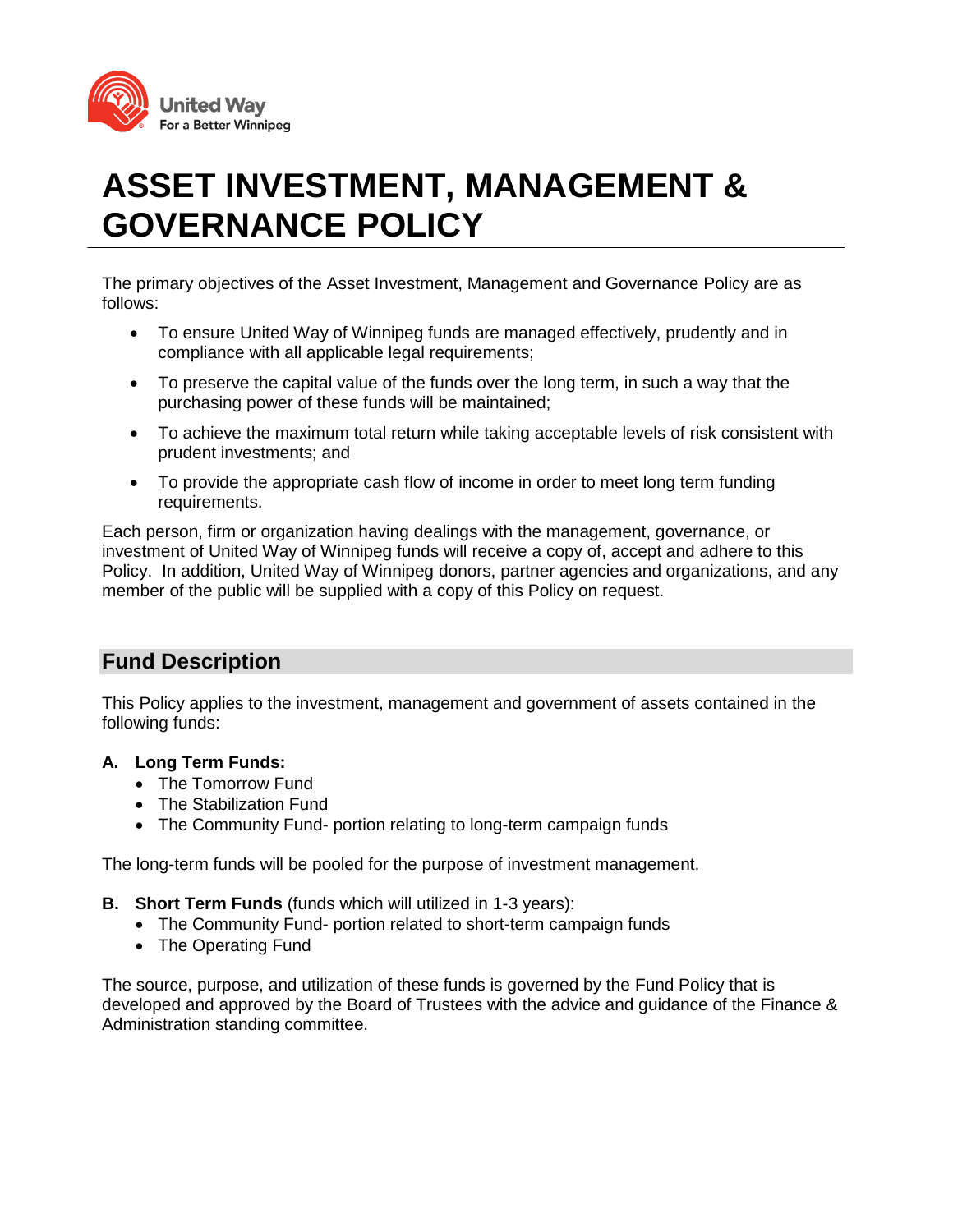United Way
For a Better Winnipeg

# ASSET INVESTMENT, MANAGEMENT & GOVERNANCE POLICY

The primary objectives of the Asset Investment, Management and Governance Policy are as follows:

- To ensure United Way of Winnipeg funds are managed effectively, prudently and in compliance with all applicable legal requirements;
- To preserve the capital value of the funds over the long term, in such a way that the purchasing power of these funds will be maintained;
- To achieve the maximum total return while taking acceptable levels of risk consistent with prudent investments; and
- To provide the appropriate cash flow of income in order to meet long term funding requirements.

Each person, firm or organization having dealings with the management, governance, or investment of United Way of Winnipeg funds will receive a copy of, accept and adhere to this Policy. In addition, United Way of Winnipeg donors, partner agencies and organizations, and any member of the public will be supplied with a copy of this Policy on request.

## Fund Description

This Policy applies to the investment, management and government of assets contained in the following funds:

**A. Long Term Funds:**

- The Tomorrow Fund
- The Stabilization Fund
- The Community Fund- portion relating to long-term campaign funds

The long-term funds will be pooled for the purpose of investment management.

**B. Short Term Funds** (funds which will utilized in 1-3 years):

- The Community Fund- portion related to short-term campaign funds
- The Operating Fund

The source, purpose, and utilization of these funds is governed by the Fund Policy that is developed and approved by the Board of Trustees with the advice and guidance of the Finance & Administration standing committee.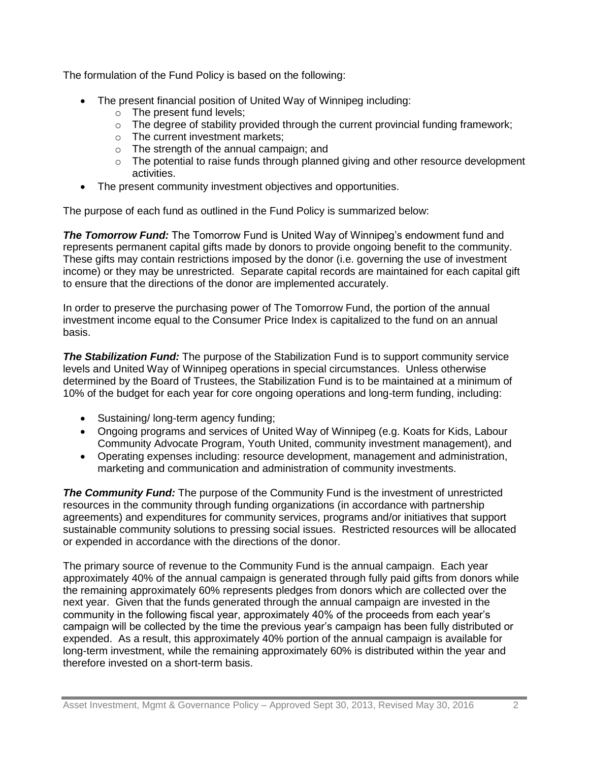The formulation of the Fund Policy is based on the following:

- The present financial position of United Way of Winnipeg including:
  - The present fund levels;
  - The degree of stability provided through the current provincial funding framework;
  - The current investment markets;
  - The strength of the annual campaign; and
  - The potential to raise funds through planned giving and other resource development activities.
- The present community investment objectives and opportunities.

The purpose of each fund as outlined in the Fund Policy is summarized below:

***The Tomorrow Fund:*** The Tomorrow Fund is United Way of Winnipeg's endowment fund and represents permanent capital gifts made by donors to provide ongoing benefit to the community. These gifts may contain restrictions imposed by the donor (i.e. governing the use of investment income) or they may be unrestricted. Separate capital records are maintained for each capital gift to ensure that the directions of the donor are implemented accurately.

In order to preserve the purchasing power of The Tomorrow Fund, the portion of the annual investment income equal to the Consumer Price Index is capitalized to the fund on an annual basis.

***The Stabilization Fund:*** The purpose of the Stabilization Fund is to support community service levels and United Way of Winnipeg operations in special circumstances. Unless otherwise determined by the Board of Trustees, the Stabilization Fund is to be maintained at a minimum of 10% of the budget for each year for core ongoing operations and long-term funding, including:

- Sustaining/ long-term agency funding;
- Ongoing programs and services of United Way of Winnipeg (e.g. Koats for Kids, Labour Community Advocate Program, Youth United, community investment management), and
- Operating expenses including: resource development, management and administration, marketing and communication and administration of community investments.

***The Community Fund:*** The purpose of the Community Fund is the investment of unrestricted resources in the community through funding organizations (in accordance with partnership agreements) and expenditures for community services, programs and/or initiatives that support sustainable community solutions to pressing social issues. Restricted resources will be allocated or expended in accordance with the directions of the donor.

The primary source of revenue to the Community Fund is the annual campaign. Each year approximately 40% of the annual campaign is generated through fully paid gifts from donors while the remaining approximately 60% represents pledges from donors which are collected over the next year. Given that the funds generated through the annual campaign are invested in the community in the following fiscal year, approximately 40% of the proceeds from each year's campaign will be collected by the time the previous year's campaign has been fully distributed or expended. As a result, this approximately 40% portion of the annual campaign is available for long-term investment, while the remaining approximately 60% is distributed within the year and therefore invested on a short-term basis.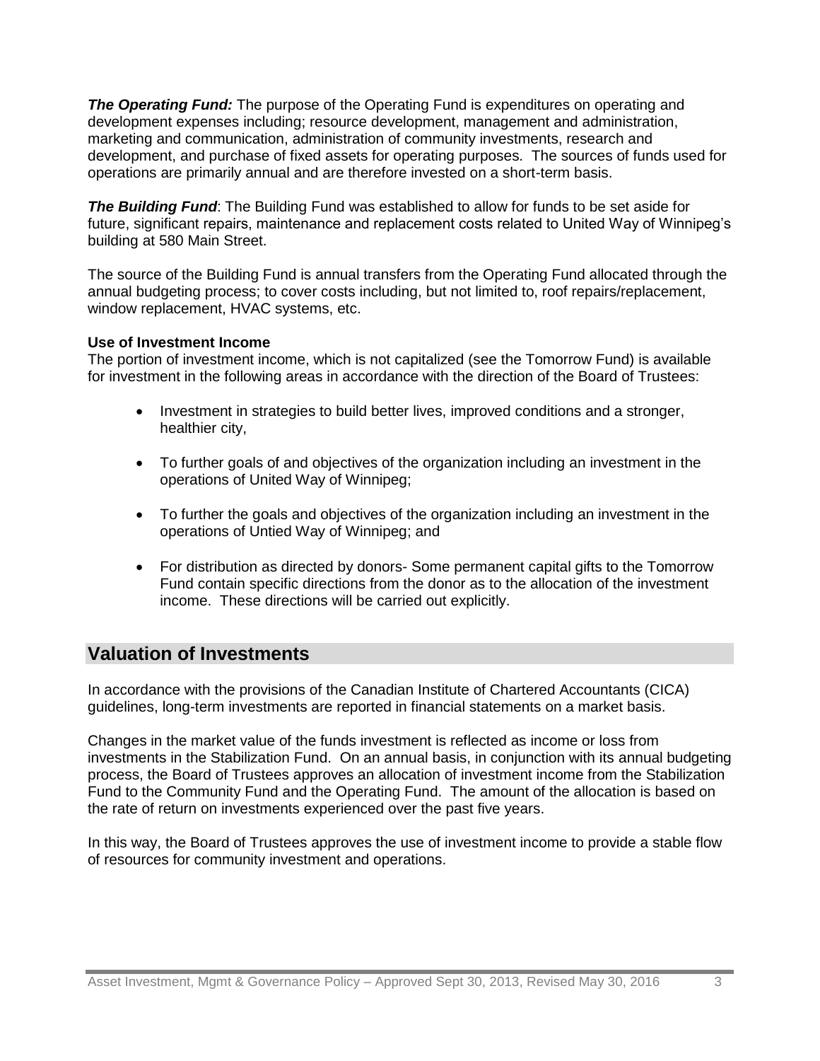***The Operating Fund:*** The purpose of the Operating Fund is expenditures on operating and development expenses including; resource development, management and administration, marketing and communication, administration of community investments, research and development, and purchase of fixed assets for operating purposes. The sources of funds used for operations are primarily annual and are therefore invested on a short-term basis.

***The Building Fund***: The Building Fund was established to allow for funds to be set aside for future, significant repairs, maintenance and replacement costs related to United Way of Winnipeg's building at 580 Main Street.

The source of the Building Fund is annual transfers from the Operating Fund allocated through the annual budgeting process; to cover costs including, but not limited to, roof repairs/replacement, window replacement, HVAC systems, etc.

**Use of Investment Income**

The portion of investment income, which is not capitalized (see the Tomorrow Fund) is available for investment in the following areas in accordance with the direction of the Board of Trustees:

- Investment in strategies to build better lives, improved conditions and a stronger, healthier city,
- To further goals of and objectives of the organization including an investment in the operations of United Way of Winnipeg;
- To further the goals and objectives of the organization including an investment in the operations of Untied Way of Winnipeg; and
- For distribution as directed by donors- Some permanent capital gifts to the Tomorrow Fund contain specific directions from the donor as to the allocation of the investment income. These directions will be carried out explicitly.

## Valuation of Investments

In accordance with the provisions of the Canadian Institute of Chartered Accountants (CICA) guidelines, long-term investments are reported in financial statements on a market basis.

Changes in the market value of the funds investment is reflected as income or loss from investments in the Stabilization Fund. On an annual basis, in conjunction with its annual budgeting process, the Board of Trustees approves an allocation of investment income from the Stabilization Fund to the Community Fund and the Operating Fund. The amount of the allocation is based on the rate of return on investments experienced over the past five years.

In this way, the Board of Trustees approves the use of investment income to provide a stable flow of resources for community investment and operations.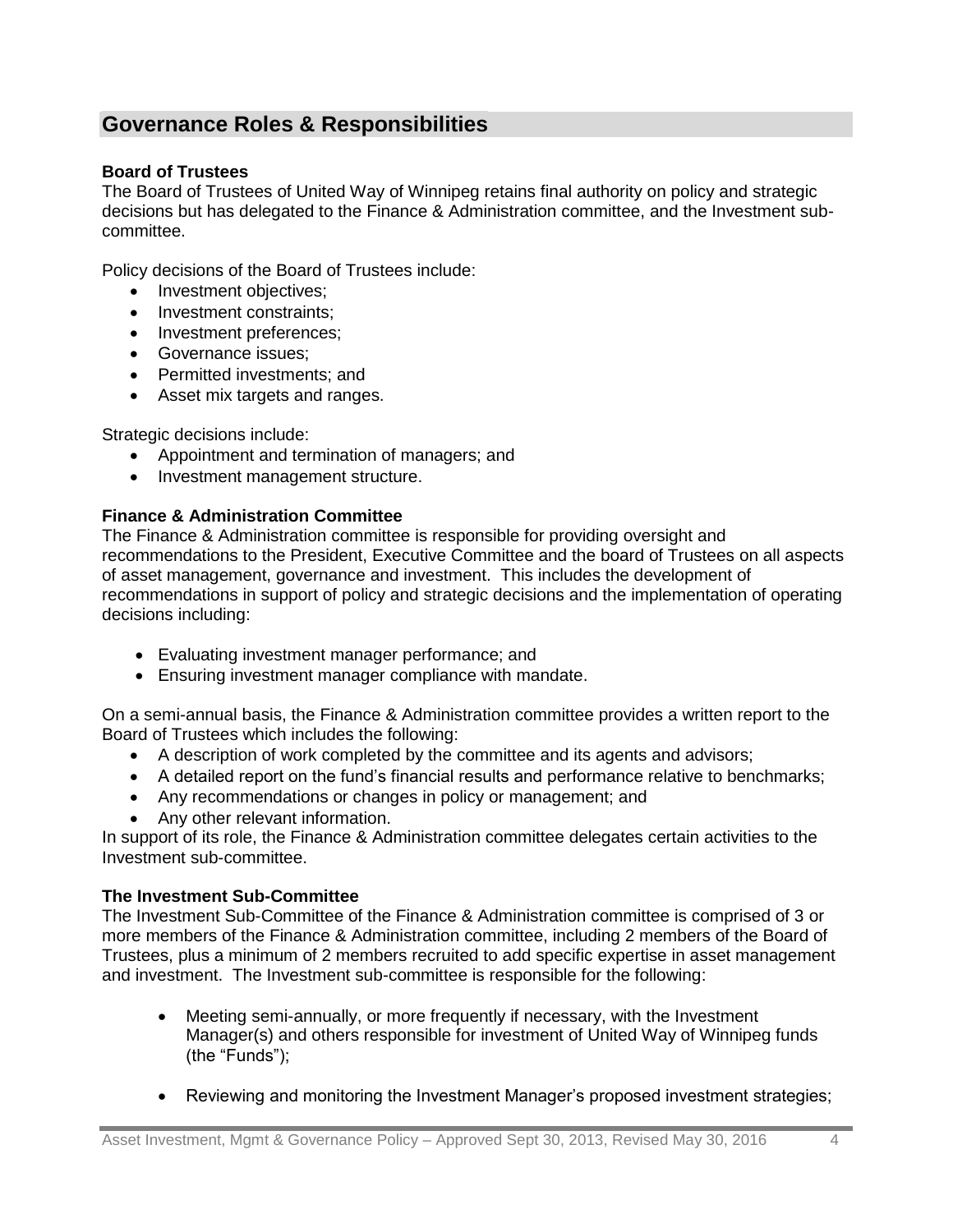## Governance Roles & Responsibilities

**Board of Trustees**

The Board of Trustees of United Way of Winnipeg retains final authority on policy and strategic decisions but has delegated to the Finance & Administration committee, and the Investment sub-committee.

Policy decisions of the Board of Trustees include:

- Investment objectives;
- Investment constraints;
- Investment preferences;
- Governance issues;
- Permitted investments; and
- Asset mix targets and ranges.

Strategic decisions include:

- Appointment and termination of managers; and
- Investment management structure.

**Finance & Administration Committee**

The Finance & Administration committee is responsible for providing oversight and recommendations to the President, Executive Committee and the board of Trustees on all aspects of asset management, governance and investment. This includes the development of recommendations in support of policy and strategic decisions and the implementation of operating decisions including:

- Evaluating investment manager performance; and
- Ensuring investment manager compliance with mandate.

On a semi-annual basis, the Finance & Administration committee provides a written report to the Board of Trustees which includes the following:

- A description of work completed by the committee and its agents and advisors;
- A detailed report on the fund's financial results and performance relative to benchmarks;
- Any recommendations or changes in policy or management; and
- Any other relevant information.

In support of its role, the Finance & Administration committee delegates certain activities to the Investment sub-committee.

**The Investment Sub-Committee**

The Investment Sub-Committee of the Finance & Administration committee is comprised of 3 or more members of the Finance & Administration committee, including 2 members of the Board of Trustees, plus a minimum of 2 members recruited to add specific expertise in asset management and investment. The Investment sub-committee is responsible for the following:

- Meeting semi-annually, or more frequently if necessary, with the Investment Manager(s) and others responsible for investment of United Way of Winnipeg funds (the "Funds");
- Reviewing and monitoring the Investment Manager's proposed investment strategies;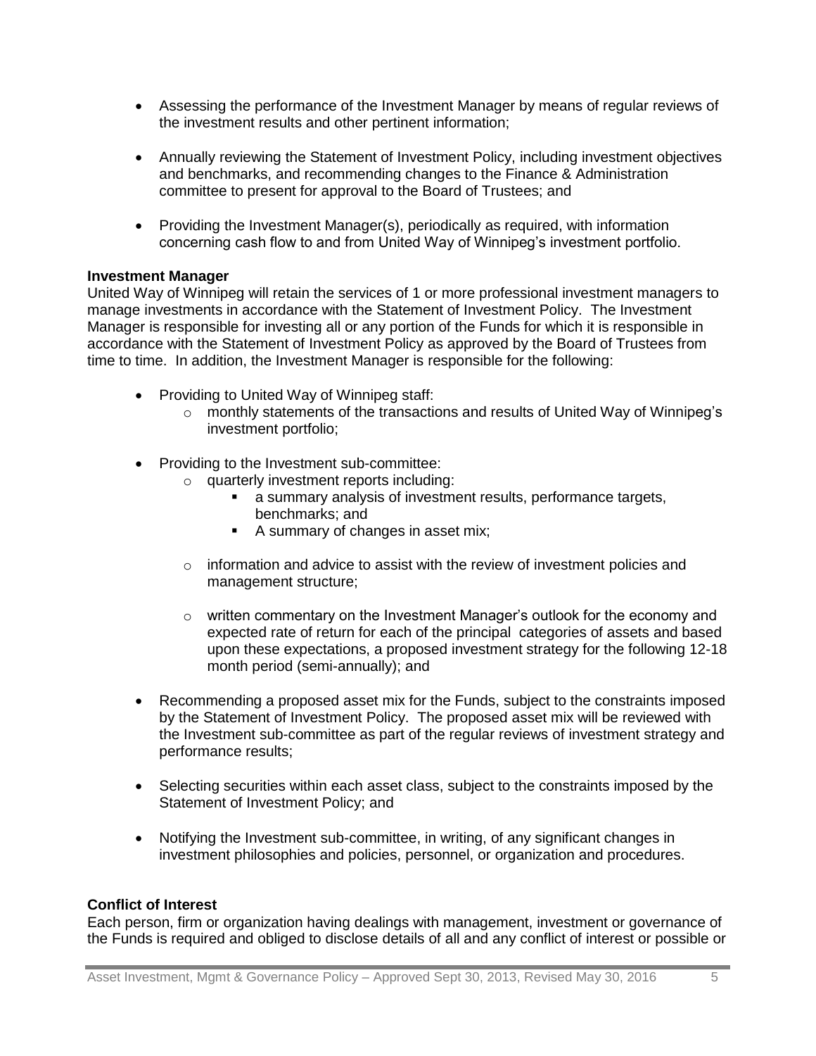- Assessing the performance of the Investment Manager by means of regular reviews of the investment results and other pertinent information;

- Annually reviewing the Statement of Investment Policy, including investment objectives and benchmarks, and recommending changes to the Finance & Administration committee to present for approval to the Board of Trustees; and

- Providing the Investment Manager(s), periodically as required, with information concerning cash flow to and from United Way of Winnipeg's investment portfolio.

**Investment Manager**

United Way of Winnipeg will retain the services of 1 or more professional investment managers to manage investments in accordance with the Statement of Investment Policy. The Investment Manager is responsible for investing all or any portion of the Funds for which it is responsible in accordance with the Statement of Investment Policy as approved by the Board of Trustees from time to time. In addition, the Investment Manager is responsible for the following:

- Providing to United Way of Winnipeg staff:
  - monthly statements of the transactions and results of United Way of Winnipeg's investment portfolio;

- Providing to the Investment sub-committee:
  - quarterly investment reports including:
    - a summary analysis of investment results, performance targets, benchmarks; and
    - A summary of changes in asset mix;

  - information and advice to assist with the review of investment policies and management structure;

  - written commentary on the Investment Manager's outlook for the economy and expected rate of return for each of the principal categories of assets and based upon these expectations, a proposed investment strategy for the following 12-18 month period (semi-annually); and

- Recommending a proposed asset mix for the Funds, subject to the constraints imposed by the Statement of Investment Policy. The proposed asset mix will be reviewed with the Investment sub-committee as part of the regular reviews of investment strategy and performance results;

- Selecting securities within each asset class, subject to the constraints imposed by the Statement of Investment Policy; and

- Notifying the Investment sub-committee, in writing, of any significant changes in investment philosophies and policies, personnel, or organization and procedures.

**Conflict of Interest**

Each person, firm or organization having dealings with management, investment or governance of the Funds is required and obliged to disclose details of all and any conflict of interest or possible or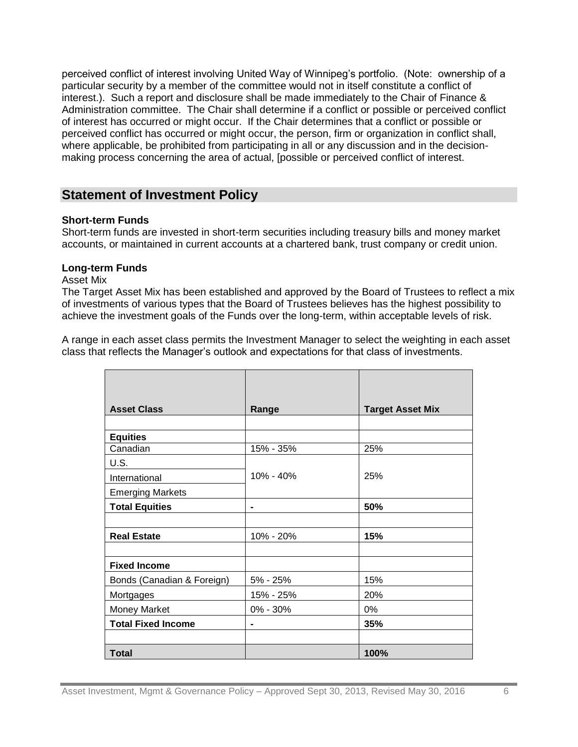perceived conflict of interest involving United Way of Winnipeg's portfolio. (Note: ownership of a particular security by a member of the committee would not in itself constitute a conflict of interest.). Such a report and disclosure shall be made immediately to the Chair of Finance & Administration committee. The Chair shall determine if a conflict or possible or perceived conflict of interest has occurred or might occur. If the Chair determines that a conflict or possible or perceived conflict has occurred or might occur, the person, firm or organization in conflict shall, where applicable, be prohibited from participating in all or any discussion and in the decision-making process concerning the area of actual, [possible or perceived conflict of interest.

## Statement of Investment Policy

**Short-term Funds**
Short-term funds are invested in short-term securities including treasury bills and money market accounts, or maintained in current accounts at a chartered bank, trust company or credit union.

**Long-term Funds**
Asset Mix
The Target Asset Mix has been established and approved by the Board of Trustees to reflect a mix of investments of various types that the Board of Trustees believes has the highest possibility to achieve the investment goals of the Funds over the long-term, within acceptable levels of risk.

A range in each asset class permits the Investment Manager to select the weighting in each asset class that reflects the Manager's outlook and expectations for that class of investments.

| **Asset Class** | **Range** | **Target Asset Mix** |
|---|---|---|
| | | |
| **Equities** | | |
| Canadian | 15% - 35% | 25% |
| U.S. | 10% - 40% | 25% |
| International | | |
| Emerging Markets | | |
| **Total Equities** | - | **50%** |
| | | |
| **Real Estate** | 10% - 20% | **15%** |
| | | |
| **Fixed Income** | | |
| Bonds (Canadian & Foreign) | 5% - 25% | 15% |
| Mortgages | 15% - 25% | 20% |
| Money Market | 0% - 30% | 0% |
| **Total Fixed Income** | - | **35%** |
| | | |
| **Total** | | **100%** |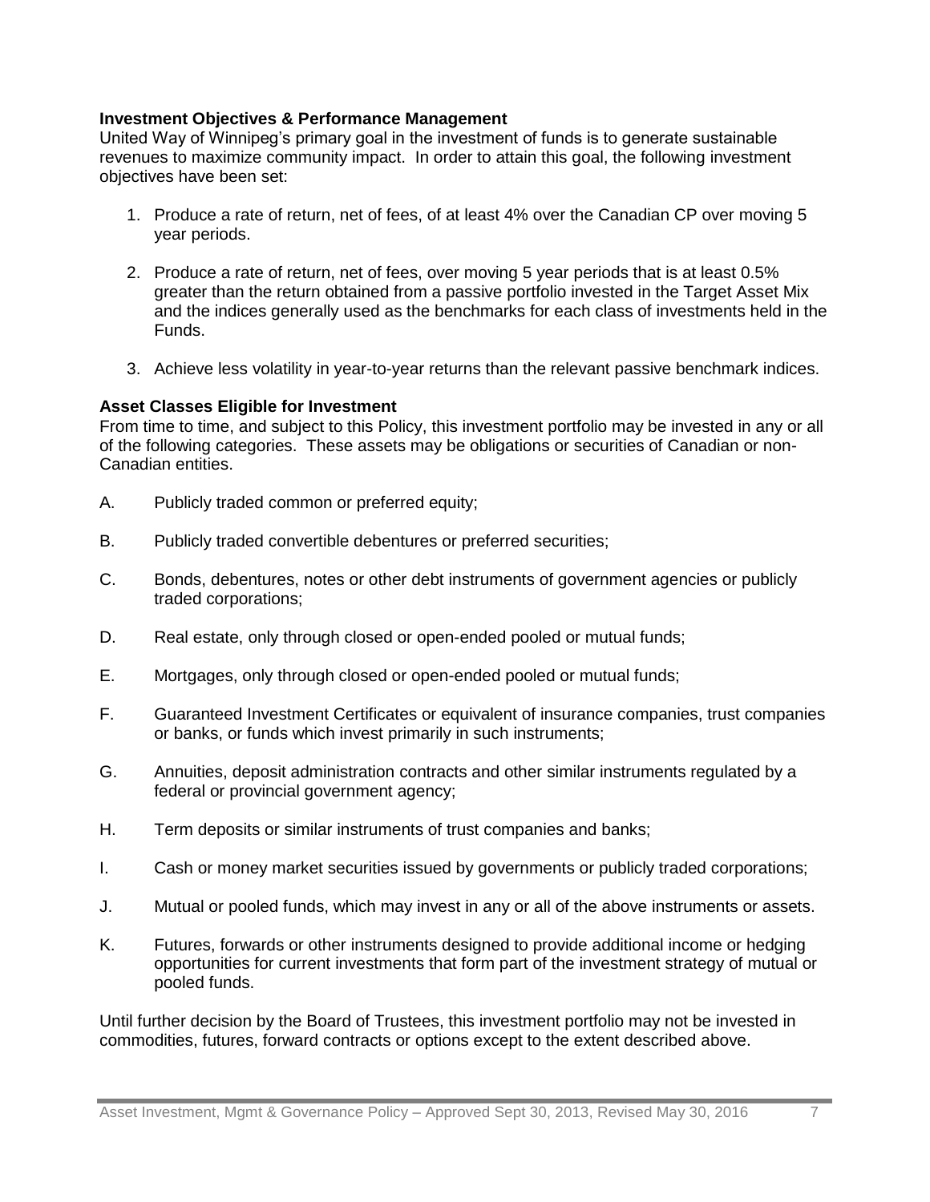**Investment Objectives & Performance Management**

United Way of Winnipeg's primary goal in the investment of funds is to generate sustainable revenues to maximize community impact. In order to attain this goal, the following investment objectives have been set:

1. Produce a rate of return, net of fees, of at least 4% over the Canadian CP over moving 5 year periods.

2. Produce a rate of return, net of fees, over moving 5 year periods that is at least 0.5% greater than the return obtained from a passive portfolio invested in the Target Asset Mix and the indices generally used as the benchmarks for each class of investments held in the Funds.

3. Achieve less volatility in year-to-year returns than the relevant passive benchmark indices.

**Asset Classes Eligible for Investment**

From time to time, and subject to this Policy, this investment portfolio may be invested in any or all of the following categories. These assets may be obligations or securities of Canadian or non-Canadian entities.

A. Publicly traded common or preferred equity;

B. Publicly traded convertible debentures or preferred securities;

C. Bonds, debentures, notes or other debt instruments of government agencies or publicly traded corporations;

D. Real estate, only through closed or open-ended pooled or mutual funds;

E. Mortgages, only through closed or open-ended pooled or mutual funds;

F. Guaranteed Investment Certificates or equivalent of insurance companies, trust companies or banks, or funds which invest primarily in such instruments;

G. Annuities, deposit administration contracts and other similar instruments regulated by a federal or provincial government agency;

H. Term deposits or similar instruments of trust companies and banks;

I. Cash or money market securities issued by governments or publicly traded corporations;

J. Mutual or pooled funds, which may invest in any or all of the above instruments or assets.

K. Futures, forwards or other instruments designed to provide additional income or hedging opportunities for current investments that form part of the investment strategy of mutual or pooled funds.

Until further decision by the Board of Trustees, this investment portfolio may not be invested in commodities, futures, forward contracts or options except to the extent described above.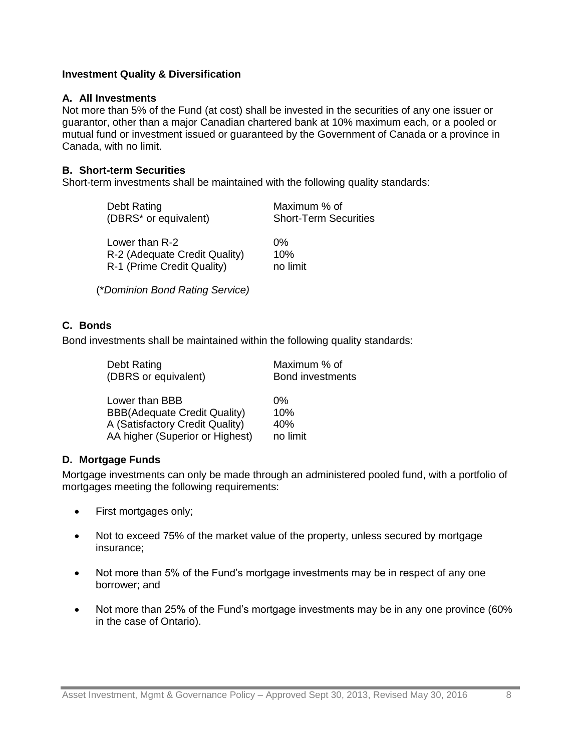**Investment Quality & Diversification**

**A. All Investments**

Not more than 5% of the Fund (at cost) shall be invested in the securities of any one issuer or guarantor, other than a major Canadian chartered bank at 10% maximum each, or a pooled or mutual fund or investment issued or guaranteed by the Government of Canada or a province in Canada, with no limit.

**B. Short-term Securities**

Short-term investments shall be maintained with the following quality standards:

| Debt Rating (DBRS* or equivalent) | Maximum % of Short-Term Securities |
|---|---|
| Lower than R-2 | 0% |
| R-2 (Adequate Credit Quality) | 10% |
| R-1 (Prime Credit Quality) | no limit |

(**Dominion Bond Rating Service)*

**C. Bonds**

Bond investments shall be maintained within the following quality standards:

| Debt Rating (DBRS or equivalent) | Maximum % of Bond investments |
|---|---|
| Lower than BBB | 0% |
| BBB(Adequate Credit Quality) | 10% |
| A (Satisfactory Credit Quality) | 40% |
| AA higher (Superior or Highest) | no limit |

**D. Mortgage Funds**

Mortgage investments can only be made through an administered pooled fund, with a portfolio of mortgages meeting the following requirements:

- First mortgages only;
- Not to exceed 75% of the market value of the property, unless secured by mortgage insurance;
- Not more than 5% of the Fund's mortgage investments may be in respect of any one borrower; and
- Not more than 25% of the Fund's mortgage investments may be in any one province (60% in the case of Ontario).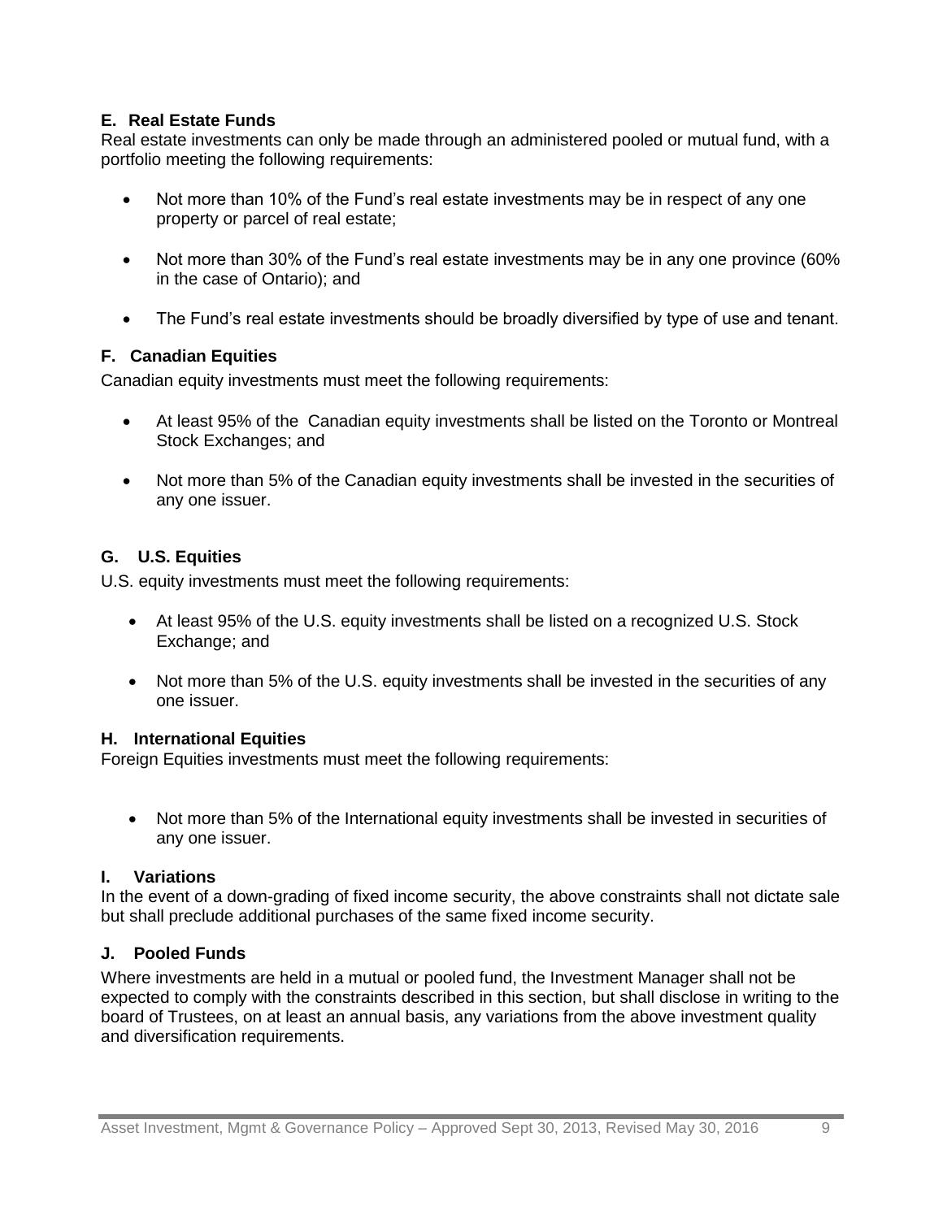### E. Real Estate Funds

Real estate investments can only be made through an administered pooled or mutual fund, with a portfolio meeting the following requirements:

- Not more than 10% of the Fund's real estate investments may be in respect of any one property or parcel of real estate;
- Not more than 30% of the Fund's real estate investments may be in any one province (60% in the case of Ontario); and
- The Fund's real estate investments should be broadly diversified by type of use and tenant.

### F. Canadian Equities

Canadian equity investments must meet the following requirements:

- At least 95% of the Canadian equity investments shall be listed on the Toronto or Montreal Stock Exchanges; and
- Not more than 5% of the Canadian equity investments shall be invested in the securities of any one issuer.

### G. U.S. Equities

U.S. equity investments must meet the following requirements:

- At least 95% of the U.S. equity investments shall be listed on a recognized U.S. Stock Exchange; and
- Not more than 5% of the U.S. equity investments shall be invested in the securities of any one issuer.

### H. International Equities

Foreign Equities investments must meet the following requirements:

- Not more than 5% of the International equity investments shall be invested in securities of any one issuer.

### I. Variations

In the event of a down-grading of fixed income security, the above constraints shall not dictate sale but shall preclude additional purchases of the same fixed income security.

### J. Pooled Funds

Where investments are held in a mutual or pooled fund, the Investment Manager shall not be expected to comply with the constraints described in this section, but shall disclose in writing to the board of Trustees, on at least an annual basis, any variations from the above investment quality and diversification requirements.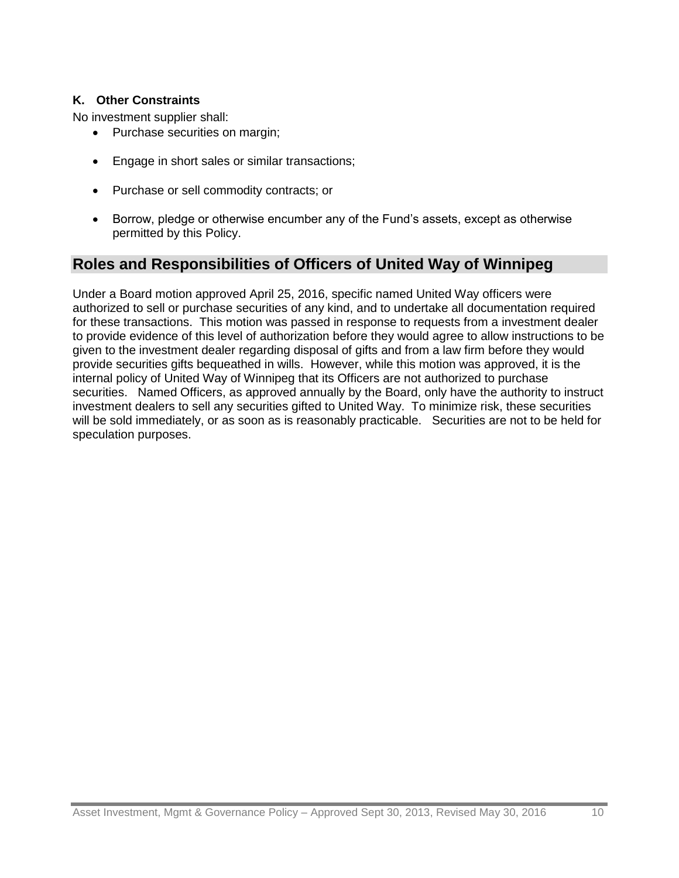### K. Other Constraints

No investment supplier shall:

- Purchase securities on margin;
- Engage in short sales or similar transactions;
- Purchase or sell commodity contracts; or
- Borrow, pledge or otherwise encumber any of the Fund's assets, except as otherwise permitted by this Policy.

## Roles and Responsibilities of Officers of United Way of Winnipeg

Under a Board motion approved April 25, 2016, specific named United Way officers were authorized to sell or purchase securities of any kind, and to undertake all documentation required for these transactions. This motion was passed in response to requests from a investment dealer to provide evidence of this level of authorization before they would agree to allow instructions to be given to the investment dealer regarding disposal of gifts and from a law firm before they would provide securities gifts bequeathed in wills. However, while this motion was approved, it is the internal policy of United Way of Winnipeg that its Officers are not authorized to purchase securities. Named Officers, as approved annually by the Board, only have the authority to instruct investment dealers to sell any securities gifted to United Way. To minimize risk, these securities will be sold immediately, or as soon as is reasonably practicable. Securities are not to be held for speculation purposes.